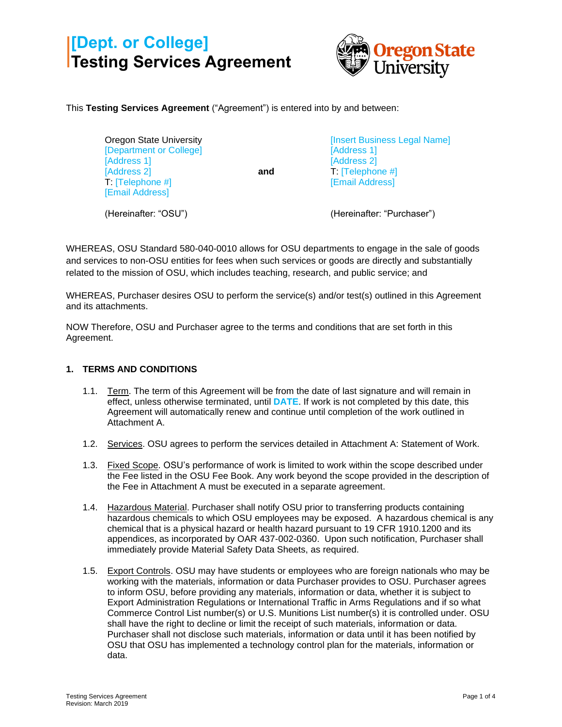# [Dept. or College]
# Testing Services Agreement

This **Testing Services Agreement** ("Agreement") is entered into by and between:

| Oregon State University<br>[Department or College]<br>[Address 1]<br>[Address 2]<br>T: [Telephone #]<br>[Email Address] | **and** | [Insert Business Legal Name]<br>[Address 1]<br>[Address 2]<br>T: [Telephone #]<br>[Email Address] |
|---|---|---|
| (Hereinafter: "OSU") | | (Hereinafter: "Purchaser") |

WHEREAS, OSU Standard 580-040-0010 allows for OSU departments to engage in the sale of goods and services to non-OSU entities for fees when such services or goods are directly and substantially related to the mission of OSU, which includes teaching, research, and public service; and

WHEREAS, Purchaser desires OSU to perform the service(s) and/or test(s) outlined in this Agreement and its attachments.

NOW Therefore, OSU and Purchaser agree to the terms and conditions that are set forth in this Agreement.

## 1. TERMS AND CONDITIONS

1.1. Term. The term of this Agreement will be from the date of last signature and will remain in effect, unless otherwise terminated, until **DATE**. If work is not completed by this date, this Agreement will automatically renew and continue until completion of the work outlined in Attachment A.

1.2. Services. OSU agrees to perform the services detailed in Attachment A: Statement of Work.

1.3. Fixed Scope. OSU's performance of work is limited to work within the scope described under the Fee listed in the OSU Fee Book. Any work beyond the scope provided in the description of the Fee in Attachment A must be executed in a separate agreement.

1.4. Hazardous Material. Purchaser shall notify OSU prior to transferring products containing hazardous chemicals to which OSU employees may be exposed. A hazardous chemical is any chemical that is a physical hazard or health hazard pursuant to 19 CFR 1910.1200 and its appendices, as incorporated by OAR 437-002-0360. Upon such notification, Purchaser shall immediately provide Material Safety Data Sheets, as required.

1.5. Export Controls. OSU may have students or employees who are foreign nationals who may be working with the materials, information or data Purchaser provides to OSU. Purchaser agrees to inform OSU, before providing any materials, information or data, whether it is subject to Export Administration Regulations or International Traffic in Arms Regulations and if so what Commerce Control List number(s) or U.S. Munitions List number(s) it is controlled under. OSU shall have the right to decline or limit the receipt of such materials, information or data. Purchaser shall not disclose such materials, information or data until it has been notified by OSU that OSU has implemented a technology control plan for the materials, information or data.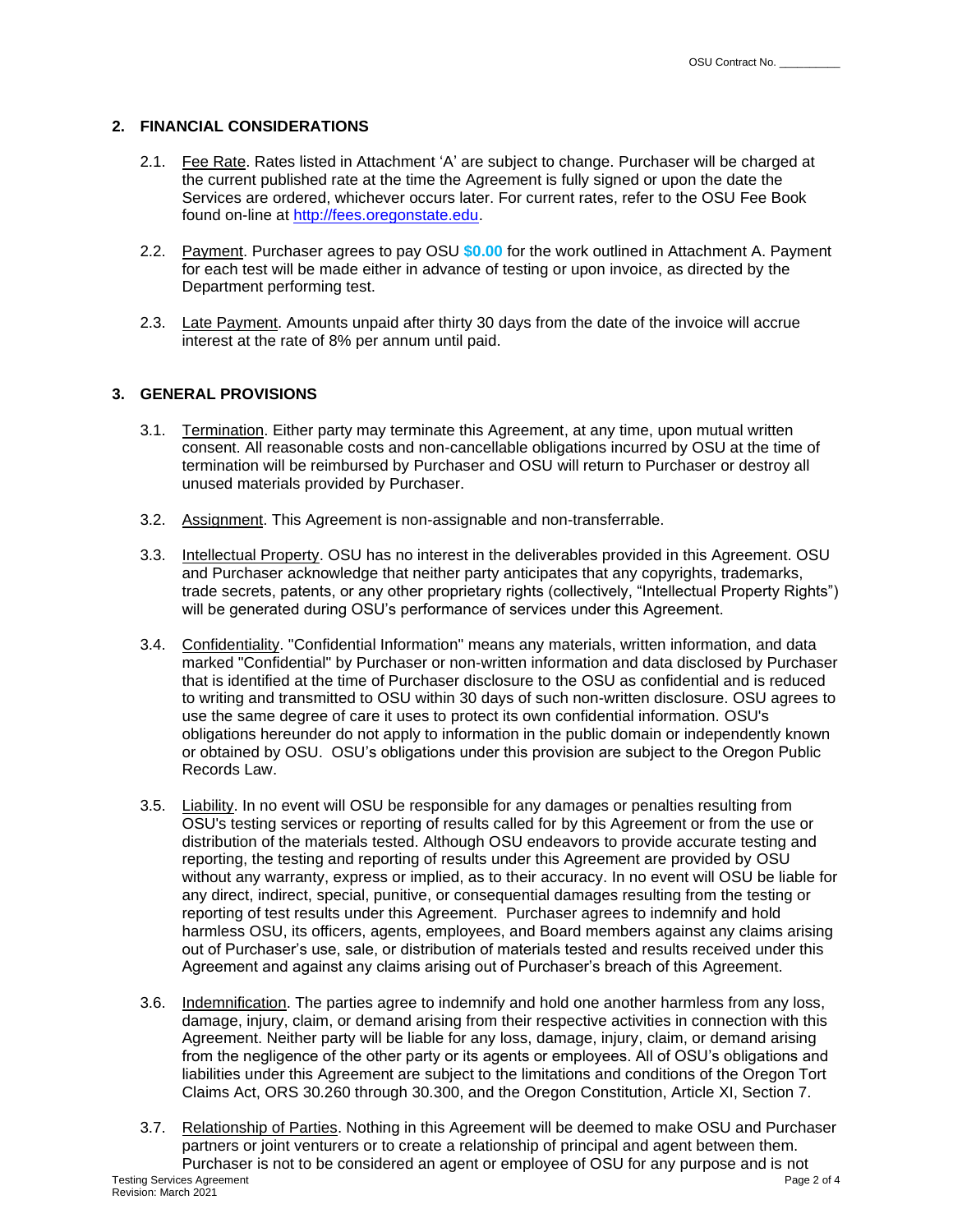## 2. FINANCIAL CONSIDERATIONS

2.1. Fee Rate. Rates listed in Attachment 'A' are subject to change. Purchaser will be charged at the current published rate at the time the Agreement is fully signed or upon the date the Services are ordered, whichever occurs later. For current rates, refer to the OSU Fee Book found on-line at [http://fees.oregonstate.edu](http://fees.oregonstate.edu).

2.2. Payment. Purchaser agrees to pay OSU **$0.00** for the work outlined in Attachment A. Payment for each test will be made either in advance of testing or upon invoice, as directed by the Department performing test.

2.3. Late Payment. Amounts unpaid after thirty 30 days from the date of the invoice will accrue interest at the rate of 8% per annum until paid.

## 3. GENERAL PROVISIONS

3.1. Termination. Either party may terminate this Agreement, at any time, upon mutual written consent. All reasonable costs and non-cancellable obligations incurred by OSU at the time of termination will be reimbursed by Purchaser and OSU will return to Purchaser or destroy all unused materials provided by Purchaser.

3.2. Assignment. This Agreement is non-assignable and non-transferrable.

3.3. Intellectual Property. OSU has no interest in the deliverables provided in this Agreement. OSU and Purchaser acknowledge that neither party anticipates that any copyrights, trademarks, trade secrets, patents, or any other proprietary rights (collectively, "Intellectual Property Rights") will be generated during OSU's performance of services under this Agreement.

3.4. Confidentiality. "Confidential Information" means any materials, written information, and data marked "Confidential" by Purchaser or non-written information and data disclosed by Purchaser that is identified at the time of Purchaser disclosure to the OSU as confidential and is reduced to writing and transmitted to OSU within 30 days of such non-written disclosure. OSU agrees to use the same degree of care it uses to protect its own confidential information. OSU's obligations hereunder do not apply to information in the public domain or independently known or obtained by OSU. OSU's obligations under this provision are subject to the Oregon Public Records Law.

3.5. Liability. In no event will OSU be responsible for any damages or penalties resulting from OSU's testing services or reporting of results called for by this Agreement or from the use or distribution of the materials tested. Although OSU endeavors to provide accurate testing and reporting, the testing and reporting of results under this Agreement are provided by OSU without any warranty, express or implied, as to their accuracy. In no event will OSU be liable for any direct, indirect, special, punitive, or consequential damages resulting from the testing or reporting of test results under this Agreement. Purchaser agrees to indemnify and hold harmless OSU, its officers, agents, employees, and Board members against any claims arising out of Purchaser's use, sale, or distribution of materials tested and results received under this Agreement and against any claims arising out of Purchaser's breach of this Agreement.

3.6. Indemnification. The parties agree to indemnify and hold one another harmless from any loss, damage, injury, claim, or demand arising from their respective activities in connection with this Agreement. Neither party will be liable for any loss, damage, injury, claim, or demand arising from the negligence of the other party or its agents or employees. All of OSU's obligations and liabilities under this Agreement are subject to the limitations and conditions of the Oregon Tort Claims Act, ORS 30.260 through 30.300, and the Oregon Constitution, Article XI, Section 7.

3.7. Relationship of Parties. Nothing in this Agreement will be deemed to make OSU and Purchaser partners or joint venturers or to create a relationship of principal and agent between them. Purchaser is not to be considered an agent or employee of OSU for any purpose and is not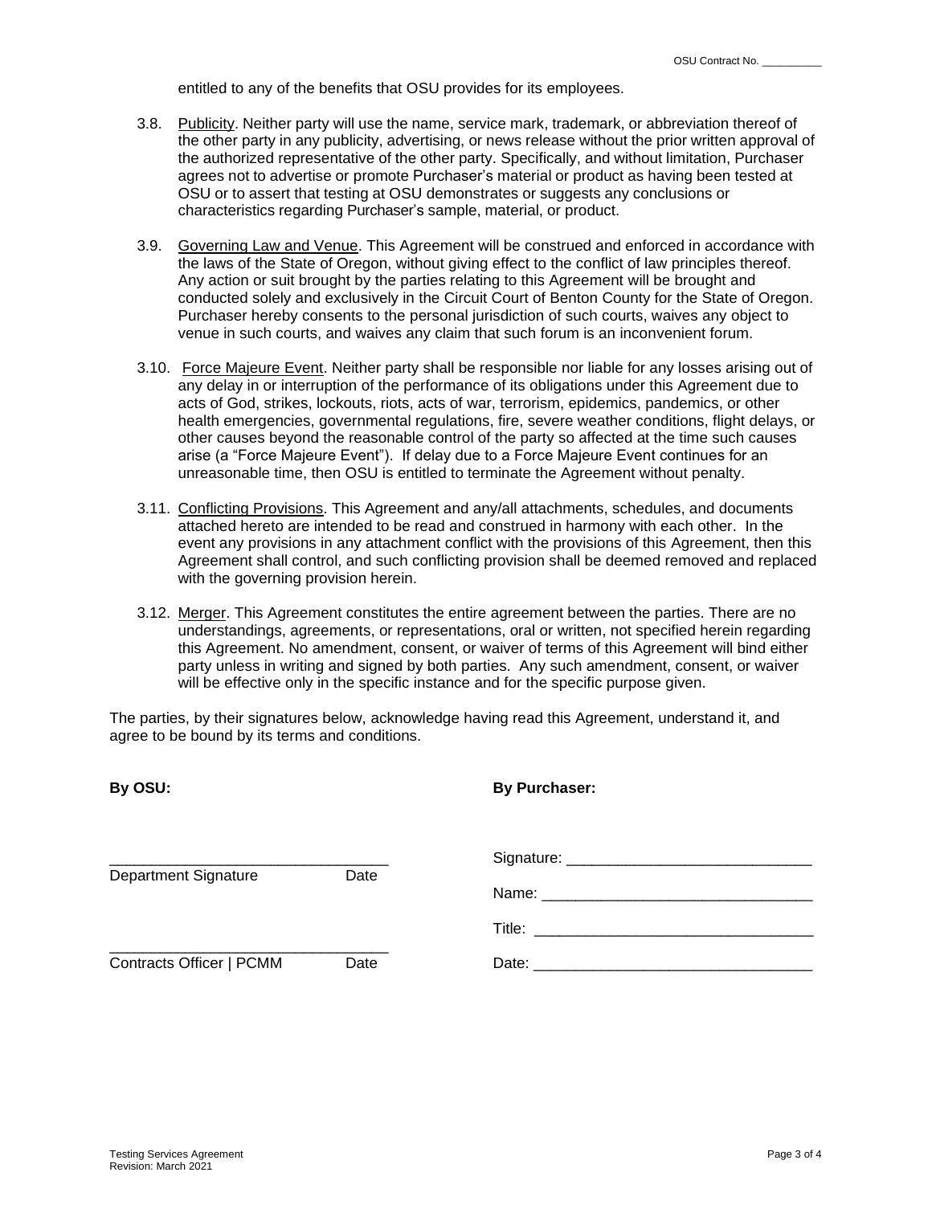entitled to any of the benefits that OSU provides for its employees.

3.8. Publicity. Neither party will use the name, service mark, trademark, or abbreviation thereof of the other party in any publicity, advertising, or news release without the prior written approval of the authorized representative of the other party. Specifically, and without limitation, Purchaser agrees not to advertise or promote Purchaser's material or product as having been tested at OSU or to assert that testing at OSU demonstrates or suggests any conclusions or characteristics regarding Purchaser's sample, material, or product.

3.9. Governing Law and Venue. This Agreement will be construed and enforced in accordance with the laws of the State of Oregon, without giving effect to the conflict of law principles thereof. Any action or suit brought by the parties relating to this Agreement will be brought and conducted solely and exclusively in the Circuit Court of Benton County for the State of Oregon. Purchaser hereby consents to the personal jurisdiction of such courts, waives any object to venue in such courts, and waives any claim that such forum is an inconvenient forum.

3.10. Force Majeure Event. Neither party shall be responsible nor liable for any losses arising out of any delay in or interruption of the performance of its obligations under this Agreement due to acts of God, strikes, lockouts, riots, acts of war, terrorism, epidemics, pandemics, or other health emergencies, governmental regulations, fire, severe weather conditions, flight delays, or other causes beyond the reasonable control of the party so affected at the time such causes arise (a "Force Majeure Event"). If delay due to a Force Majeure Event continues for an unreasonable time, then OSU is entitled to terminate the Agreement without penalty.

3.11. Conflicting Provisions. This Agreement and any/all attachments, schedules, and documents attached hereto are intended to be read and construed in harmony with each other. In the event any provisions in any attachment conflict with the provisions of this Agreement, then this Agreement shall control, and such conflicting provision shall be deemed removed and replaced with the governing provision herein.

3.12. Merger. This Agreement constitutes the entire agreement between the parties. There are no understandings, agreements, or representations, oral or written, not specified herein regarding this Agreement. No amendment, consent, or waiver of terms of this Agreement will bind either party unless in writing and signed by both parties. Any such amendment, consent, or waiver will be effective only in the specific instance and for the specific purpose given.

The parties, by their signatures below, acknowledge having read this Agreement, understand it, and agree to be bound by its terms and conditions.

**By OSU:**

_________________________________
Department Signature Date

_________________________________
Contracts Officer | PCMM Date

**By Purchaser:**

Signature: _____________________________

Name: _______________________________

Title: ________________________________

Date: ________________________________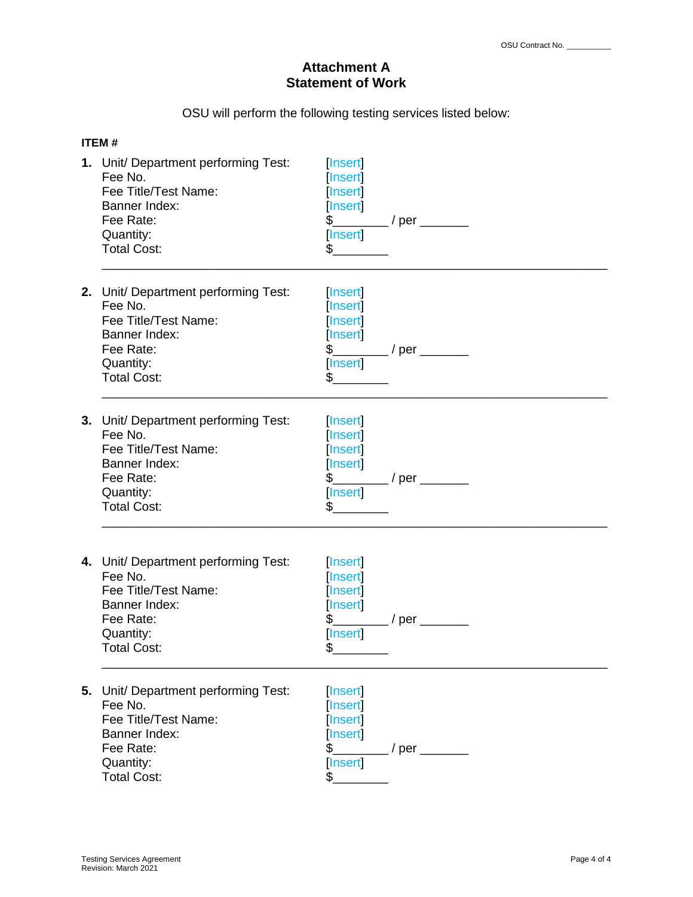# Attachment A
# Statement of Work

OSU will perform the following testing services listed below:

**ITEM #**

**1.** Unit/ Department performing Test: [Insert]
Fee No. [Insert]
Fee Title/Test Name: [Insert]
Banner Index: [Insert]
Fee Rate: $________ / per _______
Quantity: [Insert]
Total Cost: $________

---

**2.** Unit/ Department performing Test: [Insert]
Fee No. [Insert]
Fee Title/Test Name: [Insert]
Banner Index: [Insert]
Fee Rate: $________ / per _______
Quantity: [Insert]
Total Cost: $________

---

**3.** Unit/ Department performing Test: [Insert]
Fee No. [Insert]
Fee Title/Test Name: [Insert]
Banner Index: [Insert]
Fee Rate: $________ / per _______
Quantity: [Insert]
Total Cost: $________

---

**4.** Unit/ Department performing Test: [Insert]
Fee No. [Insert]
Fee Title/Test Name: [Insert]
Banner Index: [Insert]
Fee Rate: $________ / per _______
Quantity: [Insert]
Total Cost: $________

---

**5.** Unit/ Department performing Test: [Insert]
Fee No. [Insert]
Fee Title/Test Name: [Insert]
Banner Index: [Insert]
Fee Rate: $________ / per _______
Quantity: [Insert]
Total Cost: $________